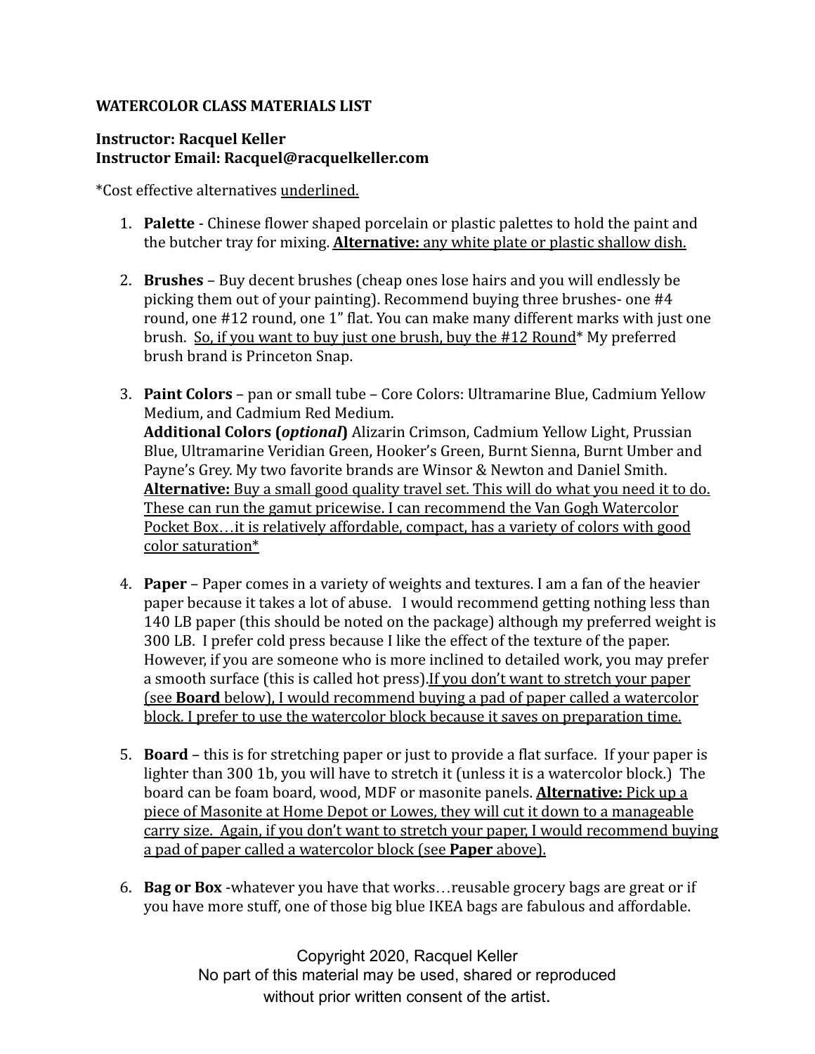**WATERCOLOR CLASS MATERIALS LIST**

**Instructor: Racquel Keller**
**Instructor Email: Racquel@racquelkeller.com**

*Cost effective alternatives <u>underlined.</u>

1. **Palette** - Chinese flower shaped porcelain or plastic palettes to hold the paint and the butcher tray for mixing. **<u>Alternative:</u>** <u>any white plate or plastic shallow dish.</u>

2. **Brushes** – Buy decent brushes (cheap ones lose hairs and you will endlessly be picking them out of your painting). Recommend buying three brushes- one #4 round, one #12 round, one 1" flat. You can make many different marks with just one brush. <u>So, if you want to buy just one brush, buy the #12 Round</u>* My preferred brush brand is Princeton Snap.

3. **Paint Colors** – pan or small tube – Core Colors: Ultramarine Blue, Cadmium Yellow Medium, and Cadmium Red Medium.
   **Additional Colors (*optional*)** Alizarin Crimson, Cadmium Yellow Light, Prussian Blue, Ultramarine Veridian Green, Hooker's Green, Burnt Sienna, Burnt Umber and Payne's Grey. My two favorite brands are Winsor & Newton and Daniel Smith.
   **<u>Alternative:</u>** <u>Buy a small good quality travel set. This will do what you need it to do. These can run the gamut pricewise. I can recommend the Van Gogh Watercolor Pocket Box…it is relatively affordable, compact, has a variety of colors with good color saturation*</u>

4. **Paper** – Paper comes in a variety of weights and textures. I am a fan of the heavier paper because it takes a lot of abuse. I would recommend getting nothing less than 140 LB paper (this should be noted on the package) although my preferred weight is 300 LB. I prefer cold press because I like the effect of the texture of the paper. However, if you are someone who is more inclined to detailed work, you may prefer a smooth surface (this is called hot press).<u>If you don't want to stretch your paper (see **Board** below), I would recommend buying a pad of paper called a watercolor block. I prefer to use the watercolor block because it saves on preparation time.</u>

5. **Board** – this is for stretching paper or just to provide a flat surface. If your paper is lighter than 300 1b, you will have to stretch it (unless it is a watercolor block.) The board can be foam board, wood, MDF or masonite panels. **<u>Alternative:</u>** <u>Pick up a piece of Masonite at Home Depot or Lowes, they will cut it down to a manageable carry size. Again, if you don't want to stretch your paper, I would recommend buying a pad of paper called a watercolor block (see **Paper** above).</u>

6. **Bag or Box** -whatever you have that works…reusable grocery bags are great or if you have more stuff, one of those big blue IKEA bags are fabulous and affordable.

Copyright 2020, Racquel Keller
No part of this material may be used, shared or reproduced without prior written consent of the artist.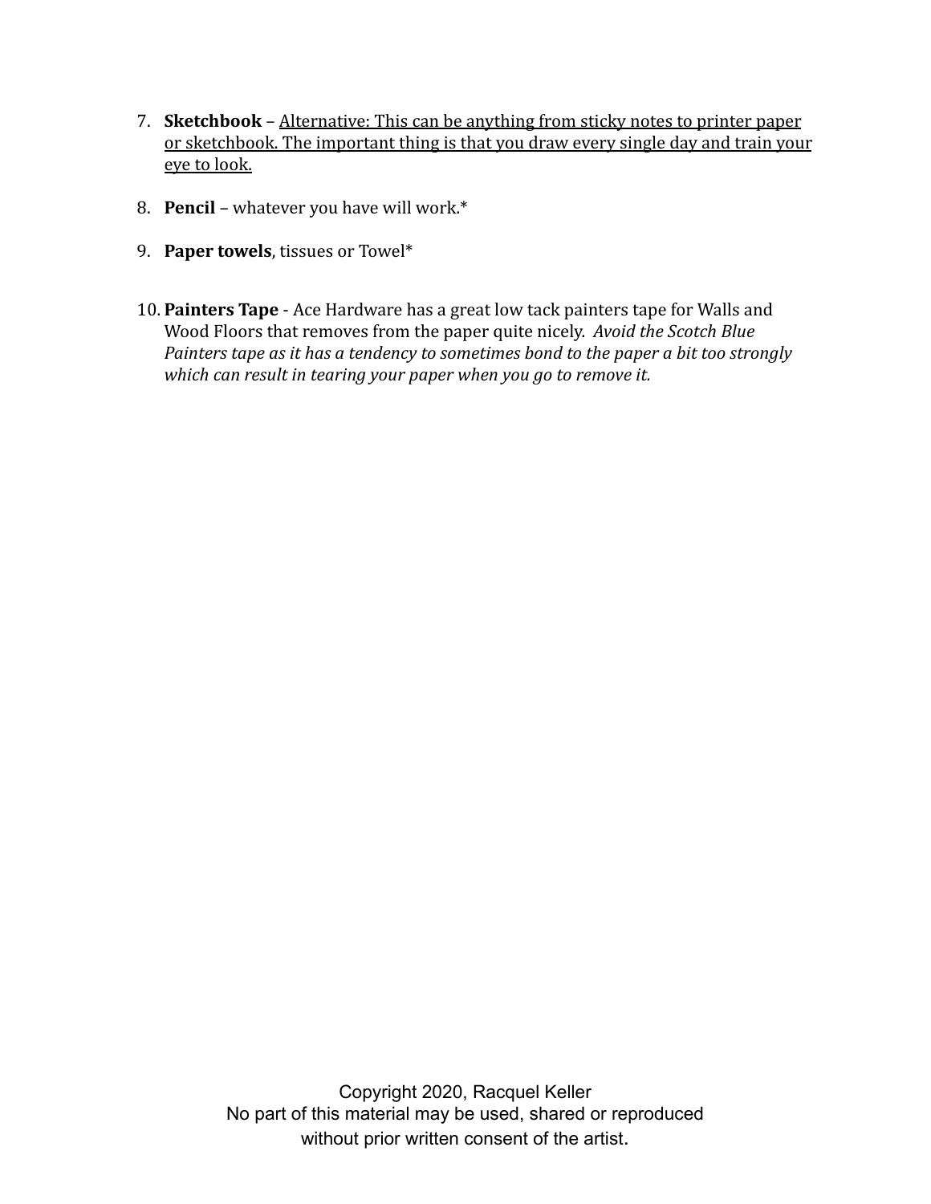7. **Sketchbook** – Alternative: This can be anything from sticky notes to printer paper or sketchbook. The important thing is that you draw every single day and train your eye to look.

8. **Pencil** – whatever you have will work.*

9. **Paper towels**, tissues or Towel*

10. **Painters Tape** - Ace Hardware has a great low tack painters tape for Walls and Wood Floors that removes from the paper quite nicely. *Avoid the Scotch Blue Painters tape as it has a tendency to sometimes bond to the paper a bit too strongly which can result in tearing your paper when you go to remove it.*